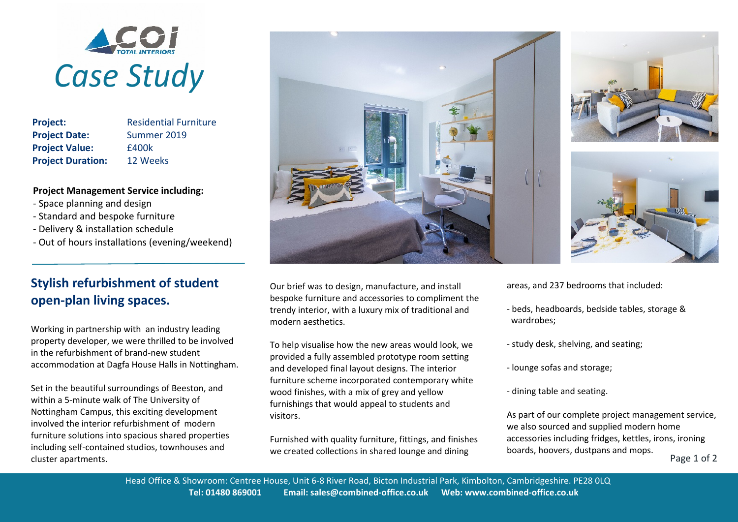# Case Study

| | |
|---|---|
| **Project:** | Residential Furniture |
| **Project Date:** | Summer 2019 |
| **Project Value:** | £400k |
| **Project Duration:** | 12 Weeks |

**Project Management Service including:**

- Space planning and design
- Standard and bespoke furniture
- Delivery & installation schedule
- Out of hours installations (evening/weekend)

## Stylish refurbishment of student open-plan living spaces.

Working in partnership with an industry leading property developer, we were thrilled to be involved in the refurbishment of brand-new student accommodation at Dagfa House Halls in Nottingham.

Set in the beautiful surroundings of Beeston, and within a 5-minute walk of The University of Nottingham Campus, this exciting development involved the interior refurbishment of modern furniture solutions into spacious shared properties including self-contained studios, townhouses and cluster apartments.

Our brief was to design, manufacture, and install bespoke furniture and accessories to compliment the trendy interior, with a luxury mix of traditional and modern aesthetics.

To help visualise how the new areas would look, we provided a fully assembled prototype room setting and developed final layout designs. The interior furniture scheme incorporated contemporary white wood finishes, with a mix of grey and yellow furnishings that would appeal to students and visitors.

Furnished with quality furniture, fittings, and finishes we created collections in shared lounge and dining areas, and 237 bedrooms that included:

- beds, headboards, bedside tables, storage & wardrobes;
- study desk, shelving, and seating;
- lounge sofas and storage;
- dining table and seating.

As part of our complete project management service, we also sourced and supplied modern home accessories including fridges, kettles, irons, ironing boards, hoovers, dustpans and mops.

Head Office & Showroom: Centree House, Unit 6-8 River Road, Bicton Industrial Park, Kimbolton, Cambridgeshire. PE28 0LQ
**Tel: 01480 869001 Email: sales@combined-office.co.uk Web: www.combined-office.co.uk**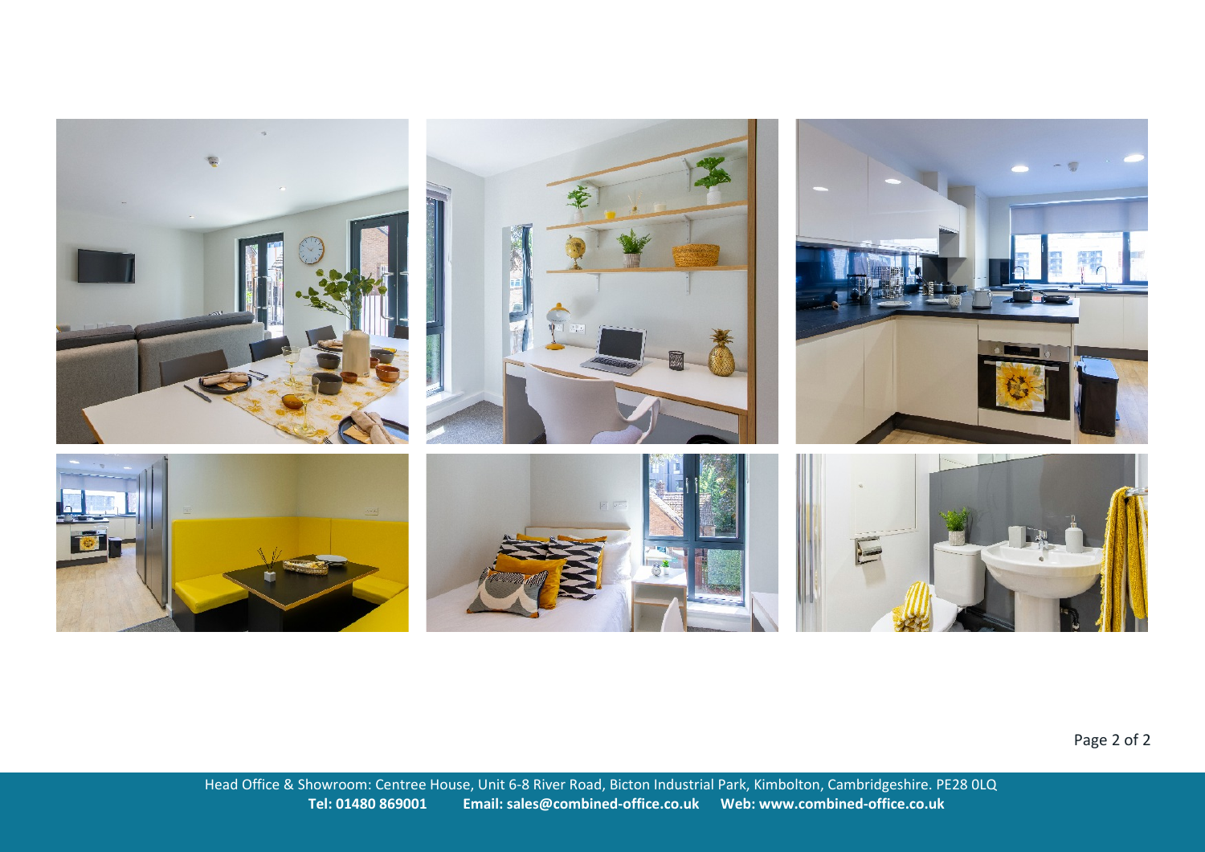Head Office & Showroom: Centree House, Unit 6-8 River Road, Bicton Industrial Park, Kimbolton, Cambridgeshire. PE28 0LQ

**Tel: 01480 869001** **Email: sales@combined-office.co.uk** **Web: www.combined-office.co.uk**